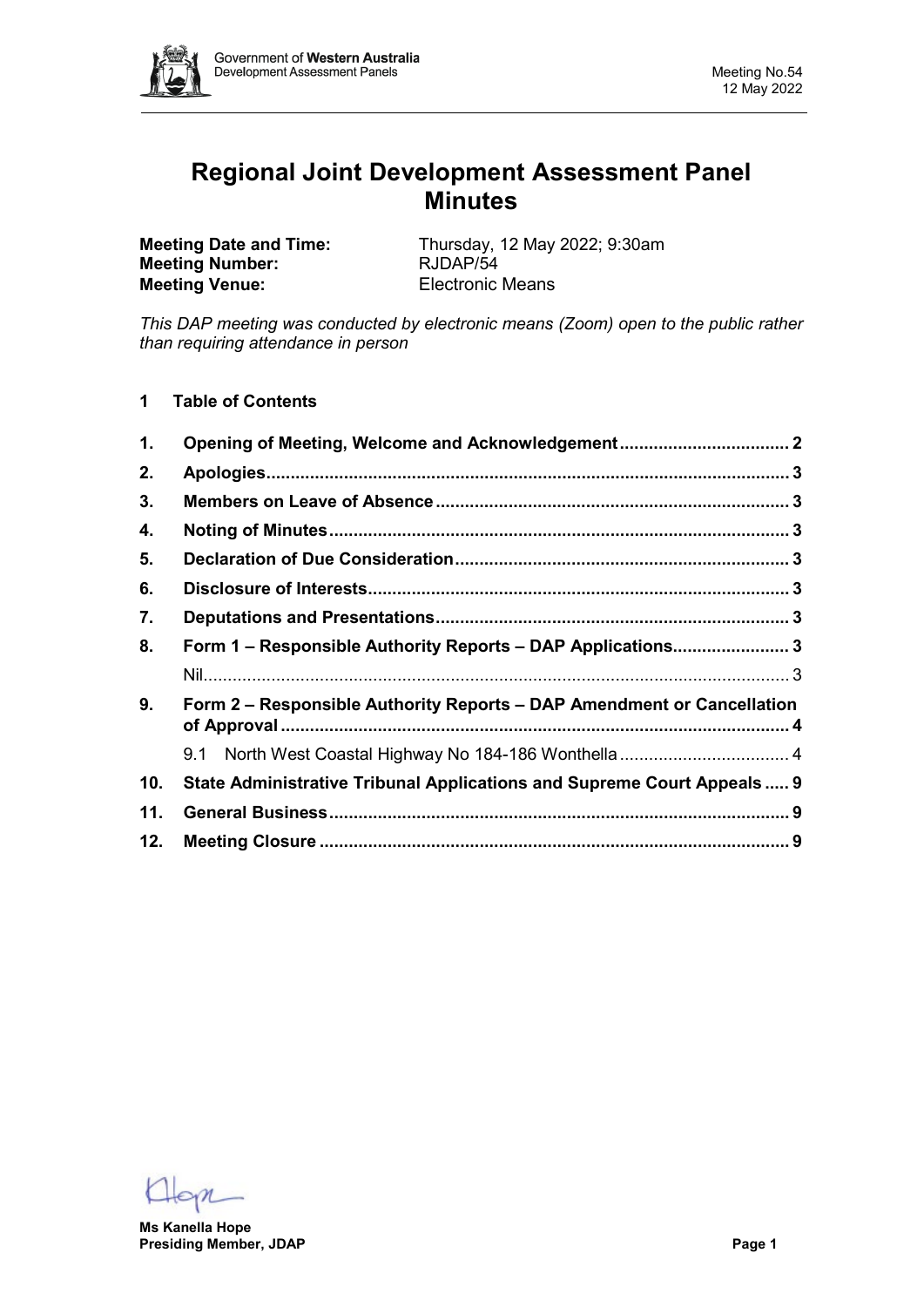# Regional Joint Development Assessment Panel Minutes

**Meeting Date and Time:** Thursday, 12 May 2022; 9:30am
**Meeting Number:** RJDAP/54
**Meeting Venue:** Electronic Means

*This DAP meeting was conducted by electronic means (Zoom) open to the public rather than requiring attendance in person*

## 1 Table of Contents

| | | |
|---|---|---|
| **1.** | **Opening of Meeting, Welcome and Acknowledgement** | **2** |
| **2.** | **Apologies** | **3** |
| **3.** | **Members on Leave of Absence** | **3** |
| **4.** | **Noting of Minutes** | **3** |
| **5.** | **Declaration of Due Consideration** | **3** |
| **6.** | **Disclosure of Interests** | **3** |
| **7.** | **Deputations and Presentations** | **3** |
| **8.** | **Form 1 – Responsible Authority Reports – DAP Applications** | **3** |
| | Nil | 3 |
| **9.** | **Form 2 – Responsible Authority Reports – DAP Amendment or Cancellation of Approval** | **4** |
| | 9.1 North West Coastal Highway No 184-186 Wonthella | 4 |
| **10.** | **State Administrative Tribunal Applications and Supreme Court Appeals** | **9** |
| **11.** | **General Business** | **9** |
| **12.** | **Meeting Closure** | **9** |

**Ms Kanella Hope**
**Presiding Member, JDAP**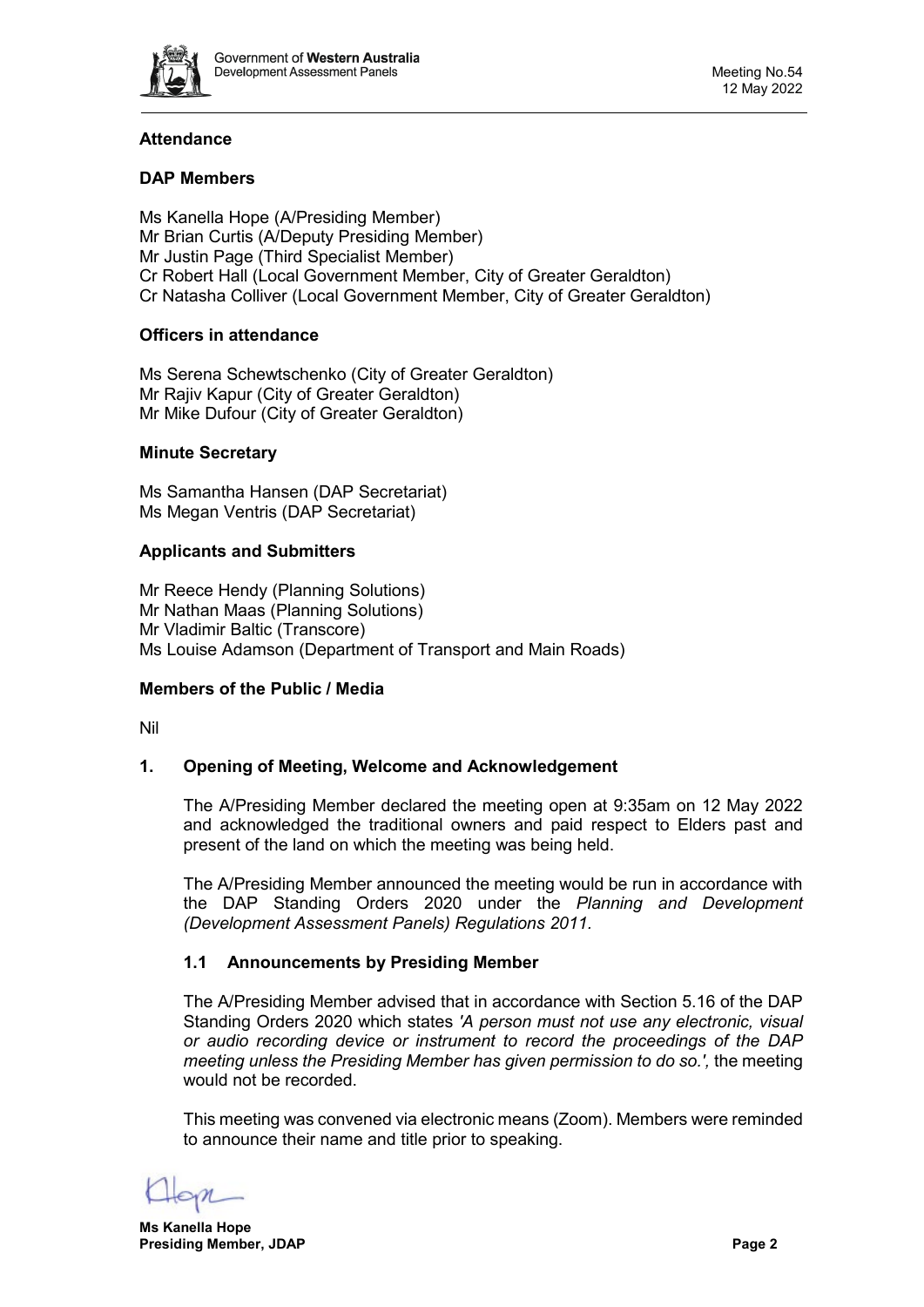## Attendance

### DAP Members

Ms Kanella Hope (A/Presiding Member)
Mr Brian Curtis (A/Deputy Presiding Member)
Mr Justin Page (Third Specialist Member)
Cr Robert Hall (Local Government Member, City of Greater Geraldton)
Cr Natasha Colliver (Local Government Member, City of Greater Geraldton)

### Officers in attendance

Ms Serena Schewtschenko (City of Greater Geraldton)
Mr Rajiv Kapur (City of Greater Geraldton)
Mr Mike Dufour (City of Greater Geraldton)

### Minute Secretary

Ms Samantha Hansen (DAP Secretariat)
Ms Megan Ventris (DAP Secretariat)

### Applicants and Submitters

Mr Reece Hendy (Planning Solutions)
Mr Nathan Maas (Planning Solutions)
Mr Vladimir Baltic (Transcore)
Ms Louise Adamson (Department of Transport and Main Roads)

### Members of the Public / Media

Nil

## 1. Opening of Meeting, Welcome and Acknowledgement

The A/Presiding Member declared the meeting open at 9:35am on 12 May 2022 and acknowledged the traditional owners and paid respect to Elders past and present of the land on which the meeting was being held.

The A/Presiding Member announced the meeting would be run in accordance with the DAP Standing Orders 2020 under the *Planning and Development (Development Assessment Panels) Regulations 2011.*

### 1.1 Announcements by Presiding Member

The A/Presiding Member advised that in accordance with Section 5.16 of the DAP Standing Orders 2020 which states *'A person must not use any electronic, visual or audio recording device or instrument to record the proceedings of the DAP meeting unless the Presiding Member has given permission to do so.',* the meeting would not be recorded.

This meeting was convened via electronic means (Zoom). Members were reminded to announce their name and title prior to speaking.

**Ms Kanella Hope**
**Presiding Member, JDAP**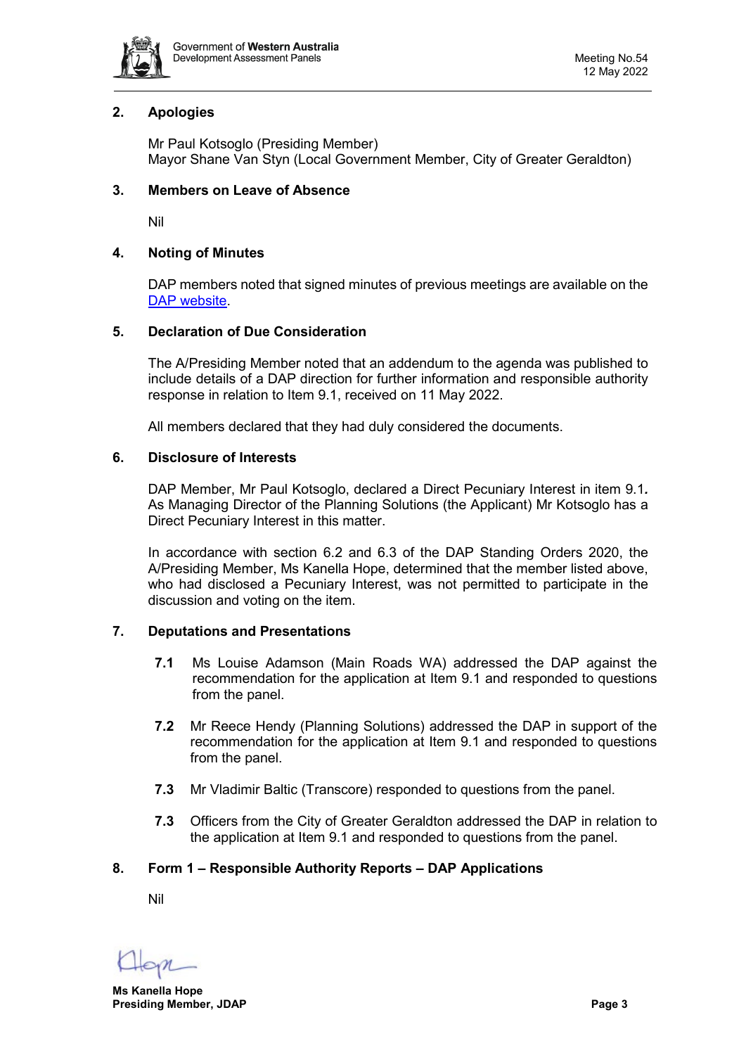## 2. Apologies

Mr Paul Kotsoglo (Presiding Member)
Mayor Shane Van Styn (Local Government Member, City of Greater Geraldton)

## 3. Members on Leave of Absence

Nil

## 4. Noting of Minutes

DAP members noted that signed minutes of previous meetings are available on the [DAP website](DAP website).

## 5. Declaration of Due Consideration

The A/Presiding Member noted that an addendum to the agenda was published to include details of a DAP direction for further information and responsible authority response in relation to Item 9.1, received on 11 May 2022.

All members declared that they had duly considered the documents.

## 6. Disclosure of Interests

DAP Member, Mr Paul Kotsoglo, declared a Direct Pecuniary Interest in item 9.1*.* As Managing Director of the Planning Solutions (the Applicant) Mr Kotsoglo has a Direct Pecuniary Interest in this matter.

In accordance with section 6.2 and 6.3 of the DAP Standing Orders 2020, the A/Presiding Member, Ms Kanella Hope, determined that the member listed above, who had disclosed a Pecuniary Interest, was not permitted to participate in the discussion and voting on the item.

## 7. Deputations and Presentations

**7.1** Ms Louise Adamson (Main Roads WA) addressed the DAP against the recommendation for the application at Item 9.1 and responded to questions from the panel.

**7.2** Mr Reece Hendy (Planning Solutions) addressed the DAP in support of the recommendation for the application at Item 9.1 and responded to questions from the panel.

**7.3** Mr Vladimir Baltic (Transcore) responded to questions from the panel.

**7.3** Officers from the City of Greater Geraldton addressed the DAP in relation to the application at Item 9.1 and responded to questions from the panel.

## 8. Form 1 – Responsible Authority Reports – DAP Applications

Nil

**Ms Kanella Hope**
**Presiding Member, JDAP**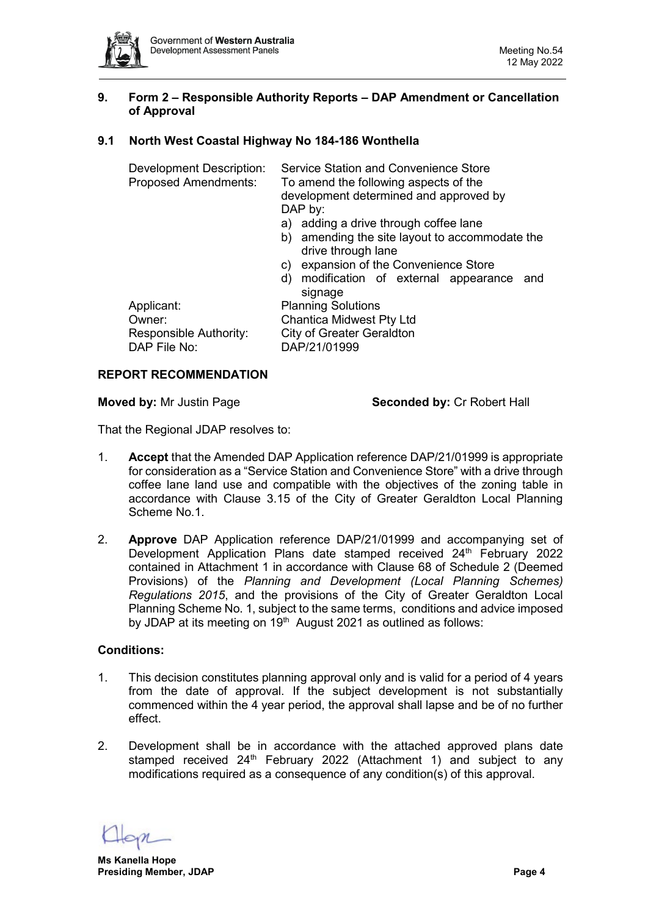## 9. Form 2 – Responsible Authority Reports – DAP Amendment or Cancellation of Approval

### 9.1 North West Coastal Highway No 184-186 Wonthella

| | |
|---|---|
| Development Description: | Service Station and Convenience Store |
| Proposed Amendments: | To amend the following aspects of the development determined and approved by DAP by:<br>a) adding a drive through coffee lane<br>b) amending the site layout to accommodate the drive through lane<br>c) expansion of the Convenience Store<br>d) modification of external appearance and signage |
| Applicant: | Planning Solutions |
| Owner: | Chantica Midwest Pty Ltd |
| Responsible Authority: | City of Greater Geraldton |
| DAP File No: | DAP/21/01999 |

**REPORT RECOMMENDATION**

**Moved by:** Mr Justin Page **Seconded by:** Cr Robert Hall

That the Regional JDAP resolves to:

1. **Accept** that the Amended DAP Application reference DAP/21/01999 is appropriate for consideration as a "Service Station and Convenience Store" with a drive through coffee lane land use and compatible with the objectives of the zoning table in accordance with Clause 3.15 of the City of Greater Geraldton Local Planning Scheme No.1.

2. **Approve** DAP Application reference DAP/21/01999 and accompanying set of Development Application Plans date stamped received 24th February 2022 contained in Attachment 1 in accordance with Clause 68 of Schedule 2 (Deemed Provisions) of the *Planning and Development (Local Planning Schemes) Regulations 2015*, and the provisions of the City of Greater Geraldton Local Planning Scheme No. 1, subject to the same terms, conditions and advice imposed by JDAP at its meeting on 19th August 2021 as outlined as follows:

**Conditions:**

1. This decision constitutes planning approval only and is valid for a period of 4 years from the date of approval. If the subject development is not substantially commenced within the 4 year period, the approval shall lapse and be of no further effect.

2. Development shall be in accordance with the attached approved plans date stamped received 24th February 2022 (Attachment 1) and subject to any modifications required as a consequence of any condition(s) of this approval.

**Ms Kanella Hope**
**Presiding Member, JDAP**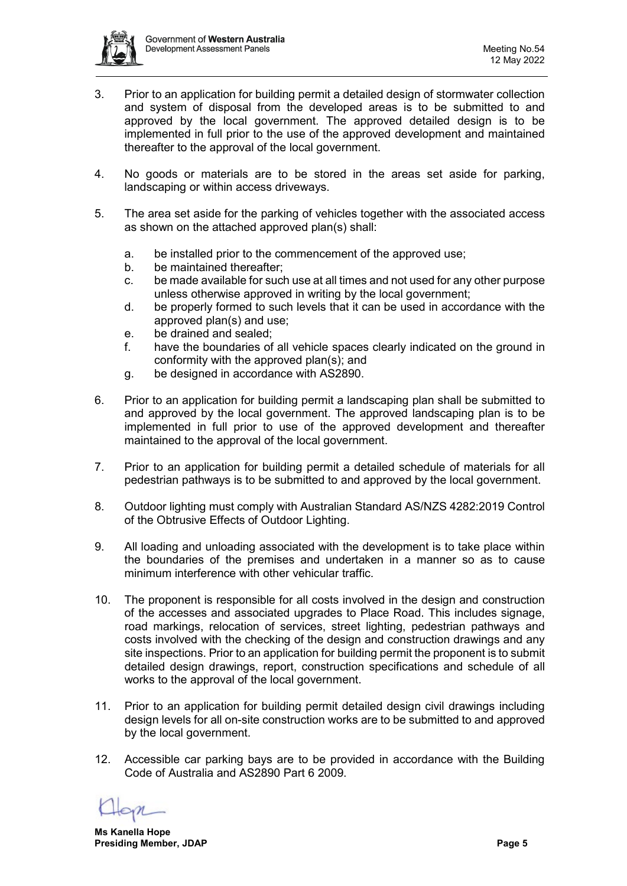3. Prior to an application for building permit a detailed design of stormwater collection and system of disposal from the developed areas is to be submitted to and approved by the local government. The approved detailed design is to be implemented in full prior to the use of the approved development and maintained thereafter to the approval of the local government.

4. No goods or materials are to be stored in the areas set aside for parking, landscaping or within access driveways.

5. The area set aside for the parking of vehicles together with the associated access as shown on the attached approved plan(s) shall:

   a. be installed prior to the commencement of the approved use;
   b. be maintained thereafter;
   c. be made available for such use at all times and not used for any other purpose unless otherwise approved in writing by the local government;
   d. be properly formed to such levels that it can be used in accordance with the approved plan(s) and use;
   e. be drained and sealed;
   f. have the boundaries of all vehicle spaces clearly indicated on the ground in conformity with the approved plan(s); and
   g. be designed in accordance with AS2890.

6. Prior to an application for building permit a landscaping plan shall be submitted to and approved by the local government. The approved landscaping plan is to be implemented in full prior to use of the approved development and thereafter maintained to the approval of the local government.

7. Prior to an application for building permit a detailed schedule of materials for all pedestrian pathways is to be submitted to and approved by the local government.

8. Outdoor lighting must comply with Australian Standard AS/NZS 4282:2019 Control of the Obtrusive Effects of Outdoor Lighting.

9. All loading and unloading associated with the development is to take place within the boundaries of the premises and undertaken in a manner so as to cause minimum interference with other vehicular traffic.

10. The proponent is responsible for all costs involved in the design and construction of the accesses and associated upgrades to Place Road. This includes signage, road markings, relocation of services, street lighting, pedestrian pathways and costs involved with the checking of the design and construction drawings and any site inspections. Prior to an application for building permit the proponent is to submit detailed design drawings, report, construction specifications and schedule of all works to the approval of the local government.

11. Prior to an application for building permit detailed design civil drawings including design levels for all on-site construction works are to be submitted to and approved by the local government.

12. Accessible car parking bays are to be provided in accordance with the Building Code of Australia and AS2890 Part 6 2009.

**Ms Kanella Hope**
**Presiding Member, JDAP**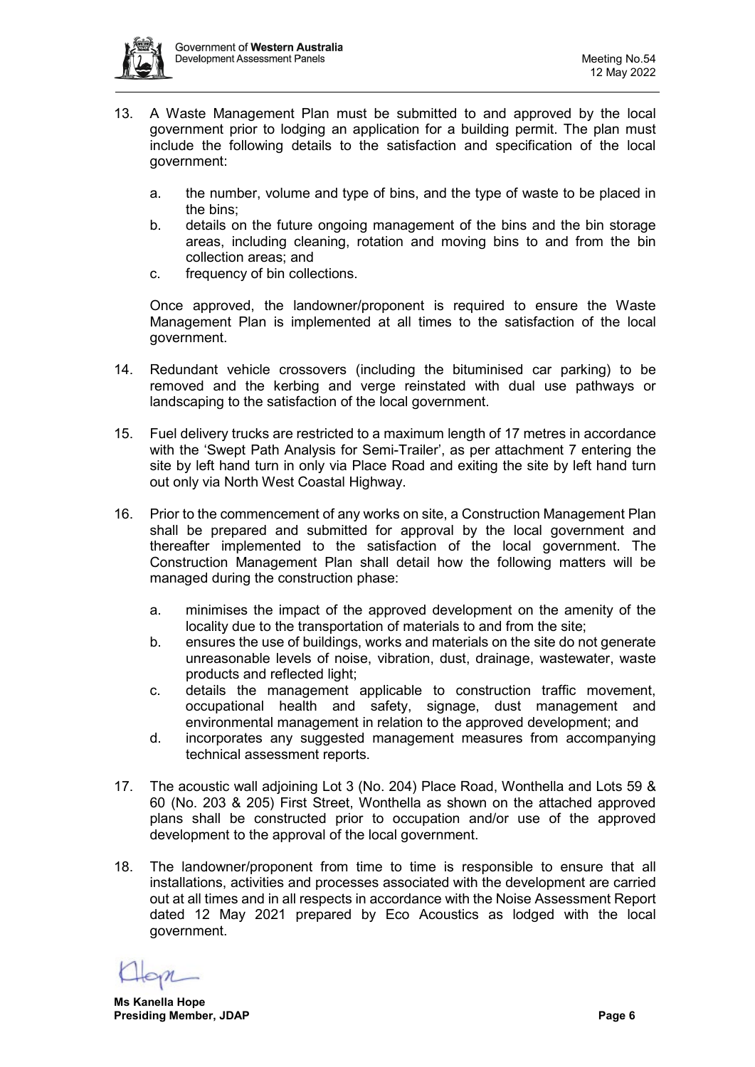13. A Waste Management Plan must be submitted to and approved by the local government prior to lodging an application for a building permit. The plan must include the following details to the satisfaction and specification of the local government:

    a. the number, volume and type of bins, and the type of waste to be placed in the bins;
    b. details on the future ongoing management of the bins and the bin storage areas, including cleaning, rotation and moving bins to and from the bin collection areas; and
    c. frequency of bin collections.

    Once approved, the landowner/proponent is required to ensure the Waste Management Plan is implemented at all times to the satisfaction of the local government.

14. Redundant vehicle crossovers (including the bituminised car parking) to be removed and the kerbing and verge reinstated with dual use pathways or landscaping to the satisfaction of the local government.

15. Fuel delivery trucks are restricted to a maximum length of 17 metres in accordance with the 'Swept Path Analysis for Semi-Trailer', as per attachment 7 entering the site by left hand turn in only via Place Road and exiting the site by left hand turn out only via North West Coastal Highway.

16. Prior to the commencement of any works on site, a Construction Management Plan shall be prepared and submitted for approval by the local government and thereafter implemented to the satisfaction of the local government. The Construction Management Plan shall detail how the following matters will be managed during the construction phase:

    a. minimises the impact of the approved development on the amenity of the locality due to the transportation of materials to and from the site;
    b. ensures the use of buildings, works and materials on the site do not generate unreasonable levels of noise, vibration, dust, drainage, wastewater, waste products and reflected light;
    c. details the management applicable to construction traffic movement, occupational health and safety, signage, dust management and environmental management in relation to the approved development; and
    d. incorporates any suggested management measures from accompanying technical assessment reports.

17. The acoustic wall adjoining Lot 3 (No. 204) Place Road, Wonthella and Lots 59 & 60 (No. 203 & 205) First Street, Wonthella as shown on the attached approved plans shall be constructed prior to occupation and/or use of the approved development to the approval of the local government.

18. The landowner/proponent from time to time is responsible to ensure that all installations, activities and processes associated with the development are carried out at all times and in all respects in accordance with the Noise Assessment Report dated 12 May 2021 prepared by Eco Acoustics as lodged with the local government.

**Ms Kanella Hope**
**Presiding Member, JDAP**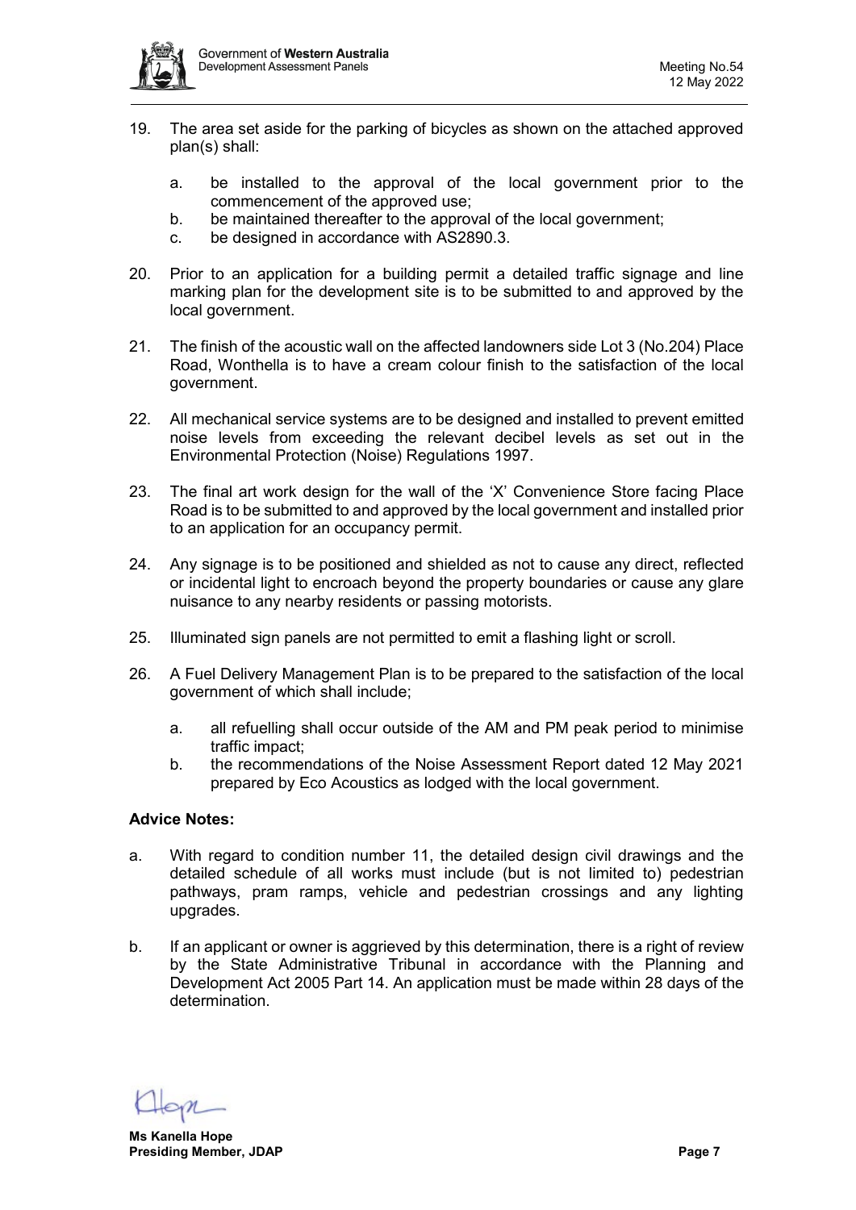19. The area set aside for the parking of bicycles as shown on the attached approved plan(s) shall:

    a. be installed to the approval of the local government prior to the commencement of the approved use;
    b. be maintained thereafter to the approval of the local government;
    c. be designed in accordance with AS2890.3.

20. Prior to an application for a building permit a detailed traffic signage and line marking plan for the development site is to be submitted to and approved by the local government.

21. The finish of the acoustic wall on the affected landowners side Lot 3 (No.204) Place Road, Wonthella is to have a cream colour finish to the satisfaction of the local government.

22. All mechanical service systems are to be designed and installed to prevent emitted noise levels from exceeding the relevant decibel levels as set out in the Environmental Protection (Noise) Regulations 1997.

23. The final art work design for the wall of the 'X' Convenience Store facing Place Road is to be submitted to and approved by the local government and installed prior to an application for an occupancy permit.

24. Any signage is to be positioned and shielded as not to cause any direct, reflected or incidental light to encroach beyond the property boundaries or cause any glare nuisance to any nearby residents or passing motorists.

25. Illuminated sign panels are not permitted to emit a flashing light or scroll.

26. A Fuel Delivery Management Plan is to be prepared to the satisfaction of the local government of which shall include;

    a. all refuelling shall occur outside of the AM and PM peak period to minimise traffic impact;
    b. the recommendations of the Noise Assessment Report dated 12 May 2021 prepared by Eco Acoustics as lodged with the local government.

**Advice Notes:**

a. With regard to condition number 11, the detailed design civil drawings and the detailed schedule of all works must include (but is not limited to) pedestrian pathways, pram ramps, vehicle and pedestrian crossings and any lighting upgrades.

b. If an applicant or owner is aggrieved by this determination, there is a right of review by the State Administrative Tribunal in accordance with the Planning and Development Act 2005 Part 14. An application must be made within 28 days of the determination.

**Ms Kanella Hope**
**Presiding Member, JDAP**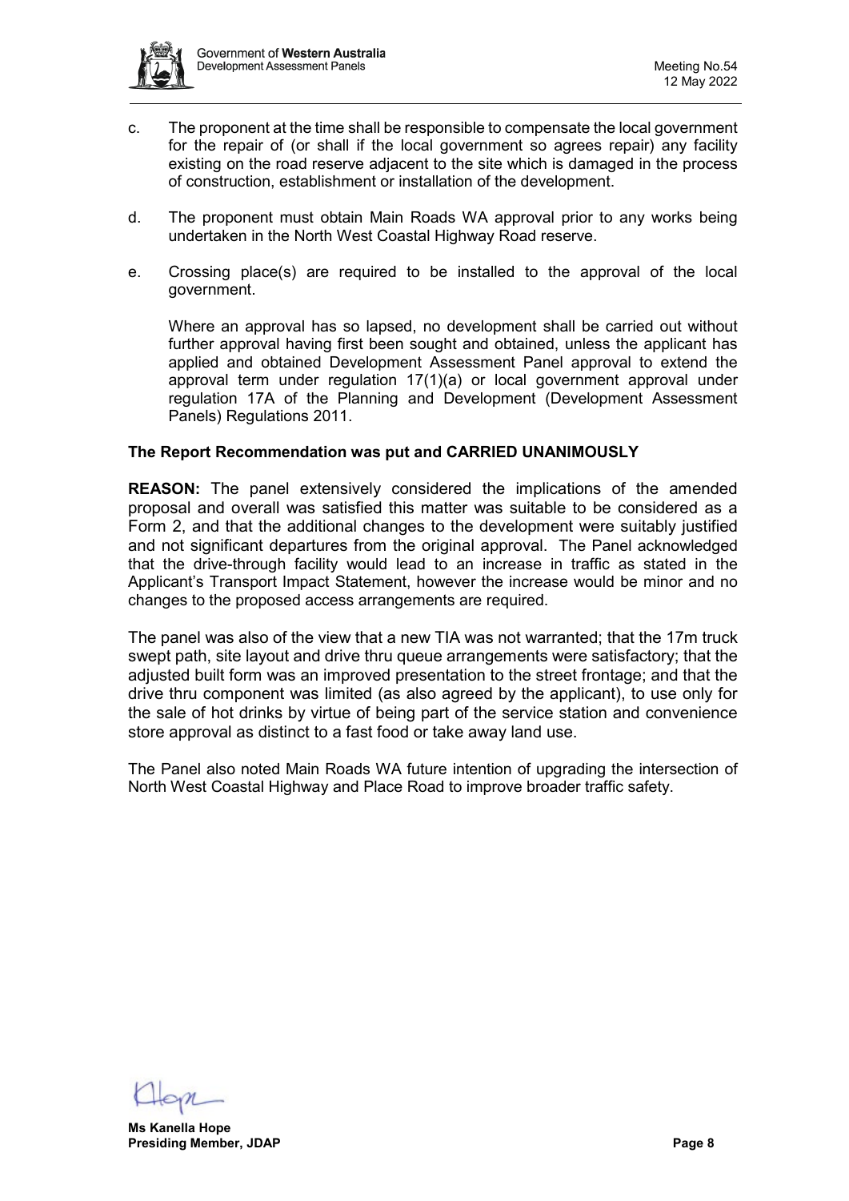c. The proponent at the time shall be responsible to compensate the local government for the repair of (or shall if the local government so agrees repair) any facility existing on the road reserve adjacent to the site which is damaged in the process of construction, establishment or installation of the development.

d. The proponent must obtain Main Roads WA approval prior to any works being undertaken in the North West Coastal Highway Road reserve.

e. Crossing place(s) are required to be installed to the approval of the local government.

Where an approval has so lapsed, no development shall be carried out without further approval having first been sought and obtained, unless the applicant has applied and obtained Development Assessment Panel approval to extend the approval term under regulation 17(1)(a) or local government approval under regulation 17A of the Planning and Development (Development Assessment Panels) Regulations 2011.

**The Report Recommendation was put and CARRIED UNANIMOUSLY**

**REASON:** The panel extensively considered the implications of the amended proposal and overall was satisfied this matter was suitable to be considered as a Form 2, and that the additional changes to the development were suitably justified and not significant departures from the original approval. The Panel acknowledged that the drive-through facility would lead to an increase in traffic as stated in the Applicant's Transport Impact Statement, however the increase would be minor and no changes to the proposed access arrangements are required.

The panel was also of the view that a new TIA was not warranted; that the 17m truck swept path, site layout and drive thru queue arrangements were satisfactory; that the adjusted built form was an improved presentation to the street frontage; and that the drive thru component was limited (as also agreed by the applicant), to use only for the sale of hot drinks by virtue of being part of the service station and convenience store approval as distinct to a fast food or take away land use.

The Panel also noted Main Roads WA future intention of upgrading the intersection of North West Coastal Highway and Place Road to improve broader traffic safety.

**Ms Kanella Hope**
**Presiding Member, JDAP**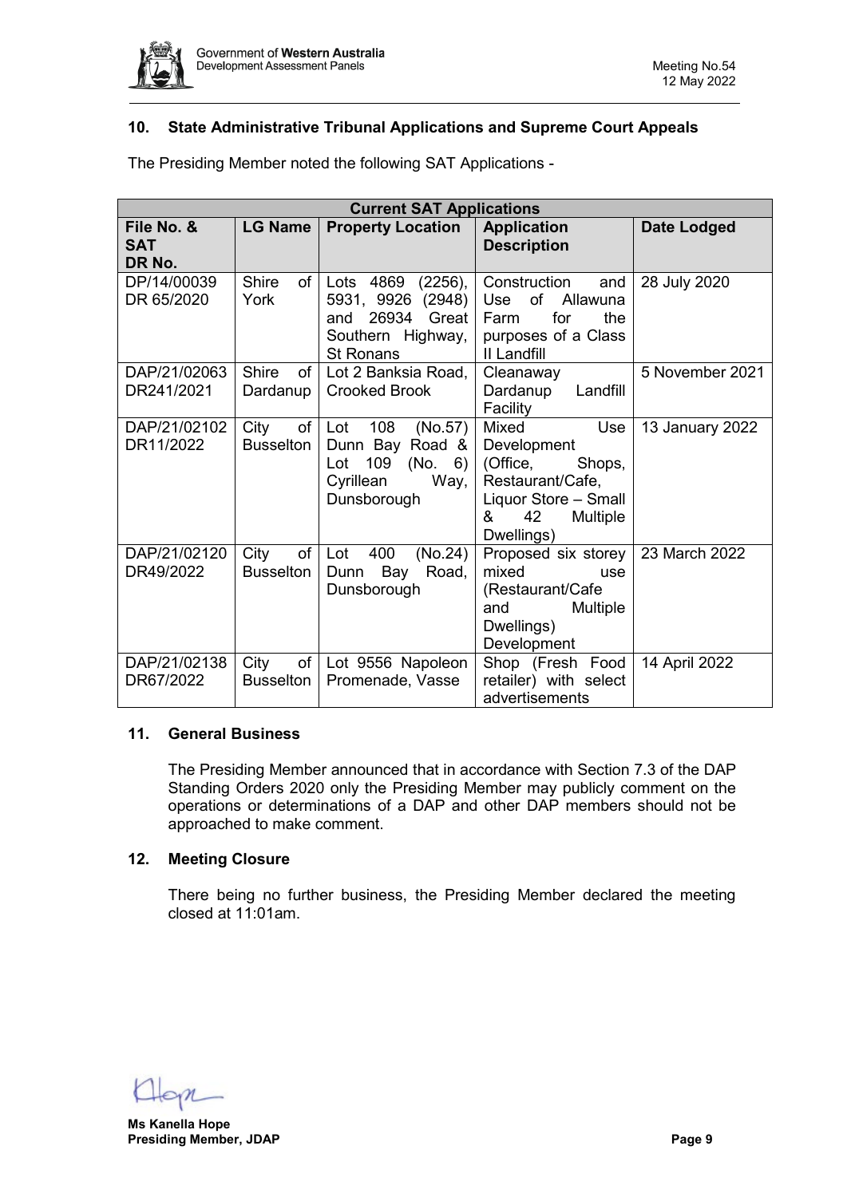## 10. State Administrative Tribunal Applications and Supreme Court Appeals

The Presiding Member noted the following SAT Applications -

| Current SAT Applications | | | | |
|---|---|---|---|---|
| **File No. & SAT DR No.** | **LG Name** | **Property Location** | **Application Description** | **Date Lodged** |
| DP/14/00039 DR 65/2020 | Shire of York | Lots 4869 (2256), 5931, 9926 (2948) and 26934 Great Southern Highway, St Ronans | Construction and Use of Allawuna Farm for the purposes of a Class II Landfill | 28 July 2020 |
| DAP/21/02063 DR241/2021 | Shire of Dardanup | Lot 2 Banksia Road, Crooked Brook | Cleanaway Dardanup Landfill Facility | 5 November 2021 |
| DAP/21/02102 DR11/2022 | City of Busselton | Lot 108 (No.57) Dunn Bay Road & Lot 109 (No. 6) Cyrillean Way, Dunsborough | Mixed Use Development (Office, Shops, Restaurant/Cafe, Liquor Store – Small & 42 Multiple Dwellings) | 13 January 2022 |
| DAP/21/02120 DR49/2022 | City of Busselton | Lot 400 (No.24) Dunn Bay Road, Dunsborough | Proposed six storey mixed use (Restaurant/Cafe and Multiple Dwellings) Development | 23 March 2022 |
| DAP/21/02138 DR67/2022 | City of Busselton | Lot 9556 Napoleon Promenade, Vasse | Shop (Fresh Food retailer) with select advertisements | 14 April 2022 |

## 11. General Business

The Presiding Member announced that in accordance with Section 7.3 of the DAP Standing Orders 2020 only the Presiding Member may publicly comment on the operations or determinations of a DAP and other DAP members should not be approached to make comment.

## 12. Meeting Closure

There being no further business, the Presiding Member declared the meeting closed at 11:01am.

**Ms Kanella Hope**
**Presiding Member, JDAP**